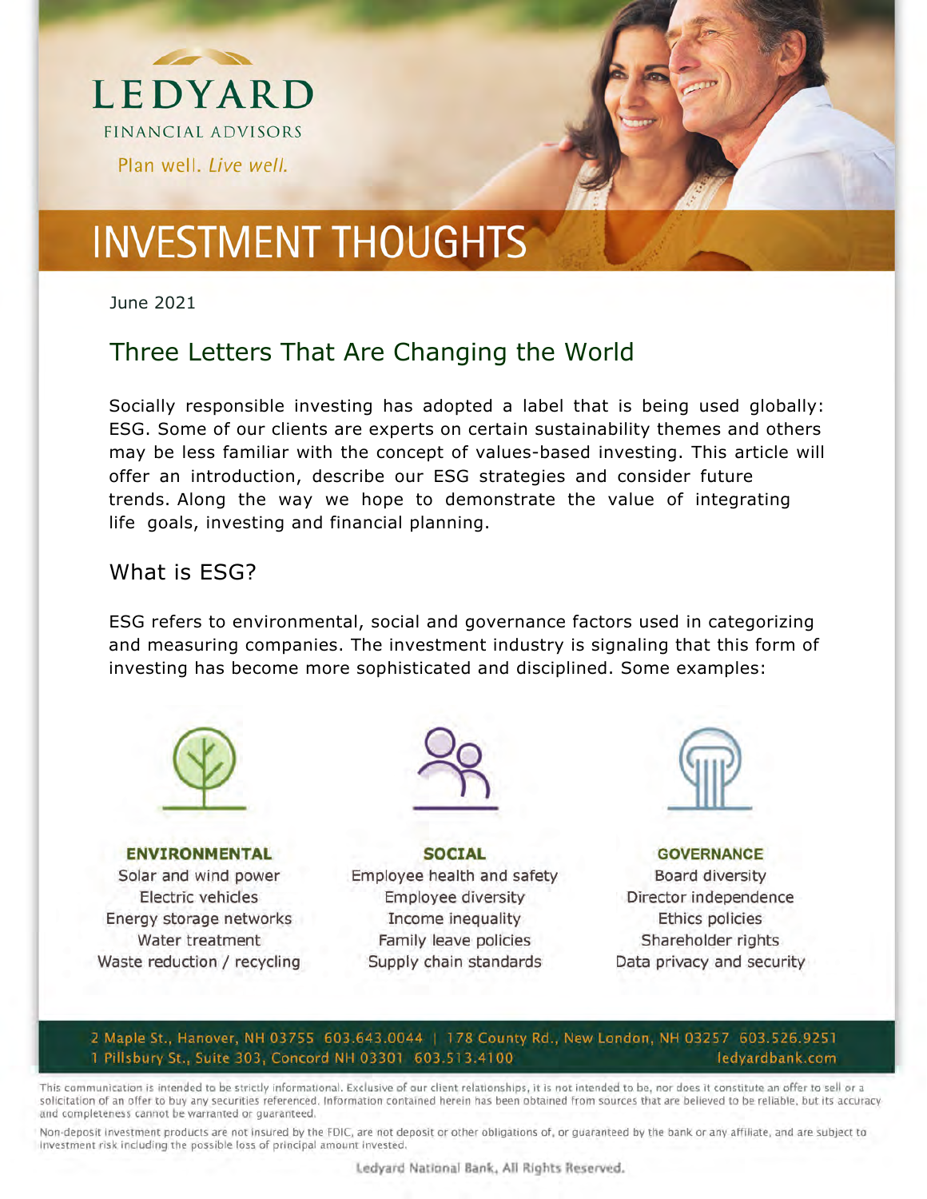LEDYARD
FINANCIAL ADVISORS
Plan well. *Live well.*

# INVESTMENT THOUGHTS

June 2021

## Three Letters That Are Changing the World

Socially responsible investing has adopted a label that is being used globally: ESG. Some of our clients are experts on certain sustainability themes and others may be less familiar with the concept of values-based investing. This article will offer an introduction, describe our ESG strategies and consider future trends. Along the way we hope to demonstrate the value of integrating life goals, investing and financial planning.

### What is ESG?

ESG refers to environmental, social and governance factors used in categorizing and measuring companies. The investment industry is signaling that this form of investing has become more sophisticated and disciplined. Some examples:

**ENVIRONMENTAL**
Solar and wind power
Electric vehicles
Energy storage networks
Water treatment
Waste reduction / recycling

**SOCIAL**
Employee health and safety
Employee diversity
Income inequality
Family leave policies
Supply chain standards

**GOVERNANCE**
Board diversity
Director independence
Ethics policies
Shareholder rights
Data privacy and security

2 Maple St., Hanover, NH 03755 603.643.0044 | 178 County Rd., New London, NH 03257 603.526.9251
1 Pillsbury St., Suite 303, Concord NH 03301 603.513.4100 ledyardbank.com

This communication is intended to be strictly informational. Exclusive of our client relationships, it is not intended to be, nor does it constitute an offer to sell or a solicitation of an offer to buy any securities referenced. Information contained herein has been obtained from sources that are believed to be reliable, but its accuracy and completeness cannot be warranted or guaranteed.

Non-deposit investment products are not insured by the FDIC, are not deposit or other obligations of, or guaranteed by the bank or any affiliate, and are subject to investment risk including the possible loss of principal amount invested.

Ledyard National Bank, All Rights Reserved.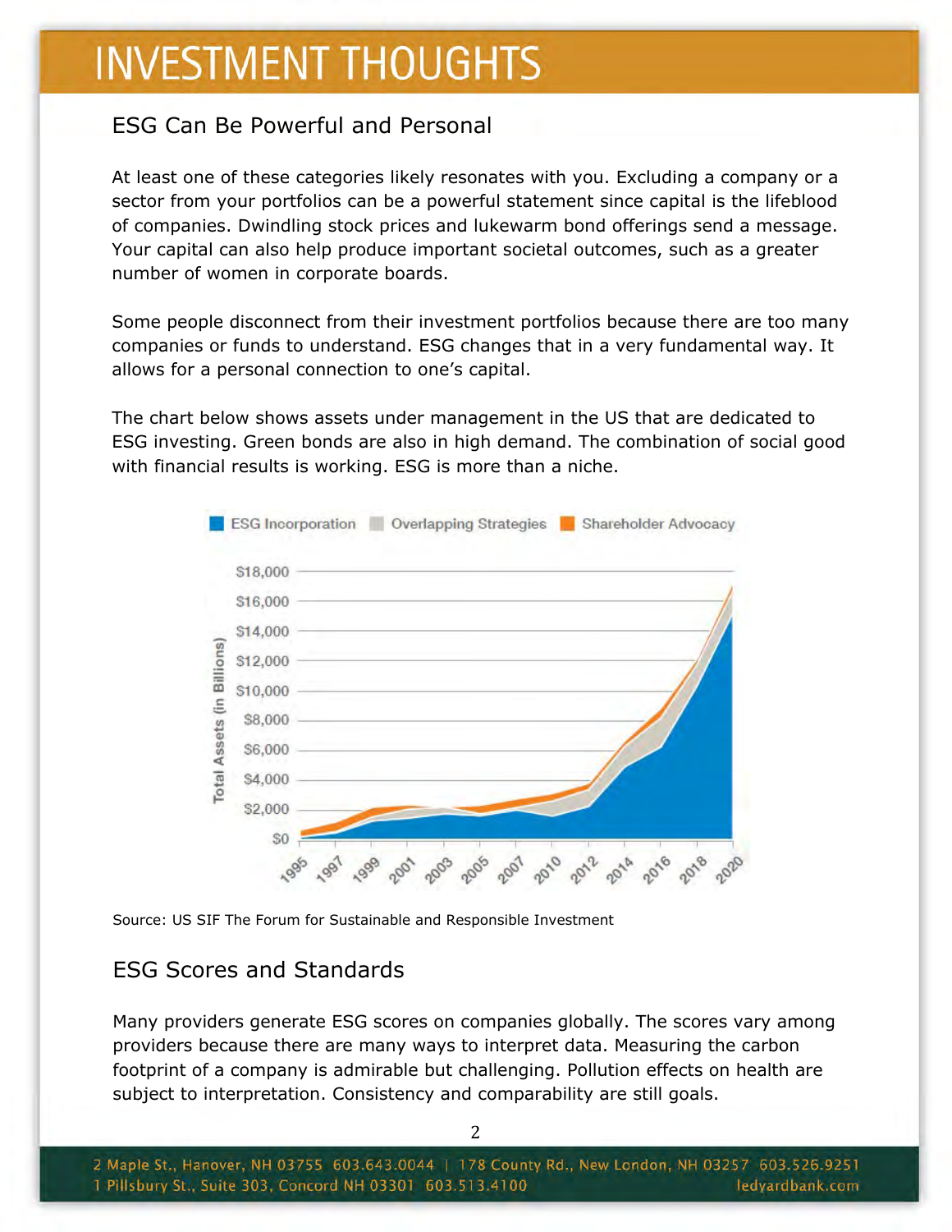## ESG Can Be Powerful and Personal

At least one of these categories likely resonates with you. Excluding a company or a sector from your portfolios can be a powerful statement since capital is the lifeblood of companies. Dwindling stock prices and lukewarm bond offerings send a message. Your capital can also help produce important societal outcomes, such as a greater number of women in corporate boards.

Some people disconnect from their investment portfolios because there are too many companies or funds to understand. ESG changes that in a very fundamental way. It allows for a personal connection to one's capital.

The chart below shows assets under management in the US that are dedicated to ESG investing. Green bonds are also in high demand. The combination of social good with financial results is working. ESG is more than a niche.

Source: US SIF The Forum for Sustainable and Responsible Investment

## ESG Scores and Standards

Many providers generate ESG scores on companies globally. The scores vary among providers because there are many ways to interpret data. Measuring the carbon footprint of a company is admirable but challenging. Pollution effects on health are subject to interpretation. Consistency and comparability are still goals.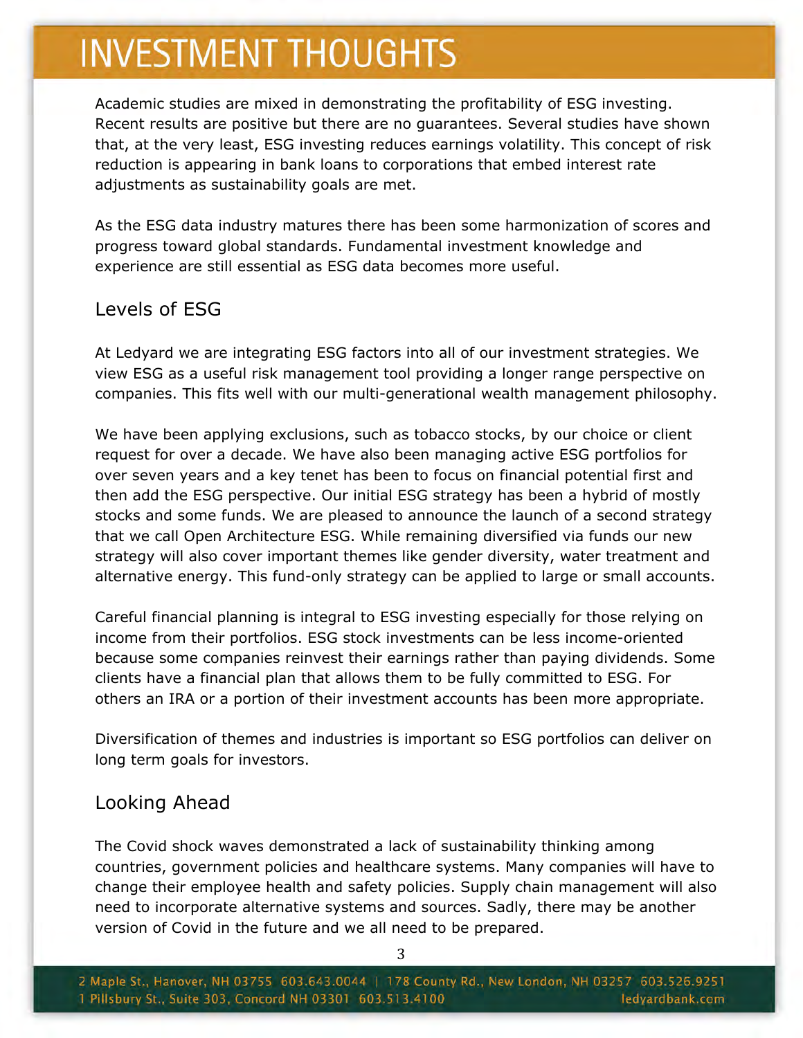Academic studies are mixed in demonstrating the profitability of ESG investing. Recent results are positive but there are no guarantees. Several studies have shown that, at the very least, ESG investing reduces earnings volatility. This concept of risk reduction is appearing in bank loans to corporations that embed interest rate adjustments as sustainability goals are met.

As the ESG data industry matures there has been some harmonization of scores and progress toward global standards. Fundamental investment knowledge and experience are still essential as ESG data becomes more useful.

## Levels of ESG

At Ledyard we are integrating ESG factors into all of our investment strategies. We view ESG as a useful risk management tool providing a longer range perspective on companies. This fits well with our multi-generational wealth management philosophy.

We have been applying exclusions, such as tobacco stocks, by our choice or client request for over a decade. We have also been managing active ESG portfolios for over seven years and a key tenet has been to focus on financial potential first and then add the ESG perspective. Our initial ESG strategy has been a hybrid of mostly stocks and some funds. We are pleased to announce the launch of a second strategy that we call Open Architecture ESG. While remaining diversified via funds our new strategy will also cover important themes like gender diversity, water treatment and alternative energy. This fund-only strategy can be applied to large or small accounts.

Careful financial planning is integral to ESG investing especially for those relying on income from their portfolios. ESG stock investments can be less income-oriented because some companies reinvest their earnings rather than paying dividends. Some clients have a financial plan that allows them to be fully committed to ESG. For others an IRA or a portion of their investment accounts has been more appropriate.

Diversification of themes and industries is important so ESG portfolios can deliver on long term goals for investors.

## Looking Ahead

The Covid shock waves demonstrated a lack of sustainability thinking among countries, government policies and healthcare systems. Many companies will have to change their employee health and safety policies. Supply chain management will also need to incorporate alternative systems and sources. Sadly, there may be another version of Covid in the future and we all need to be prepared.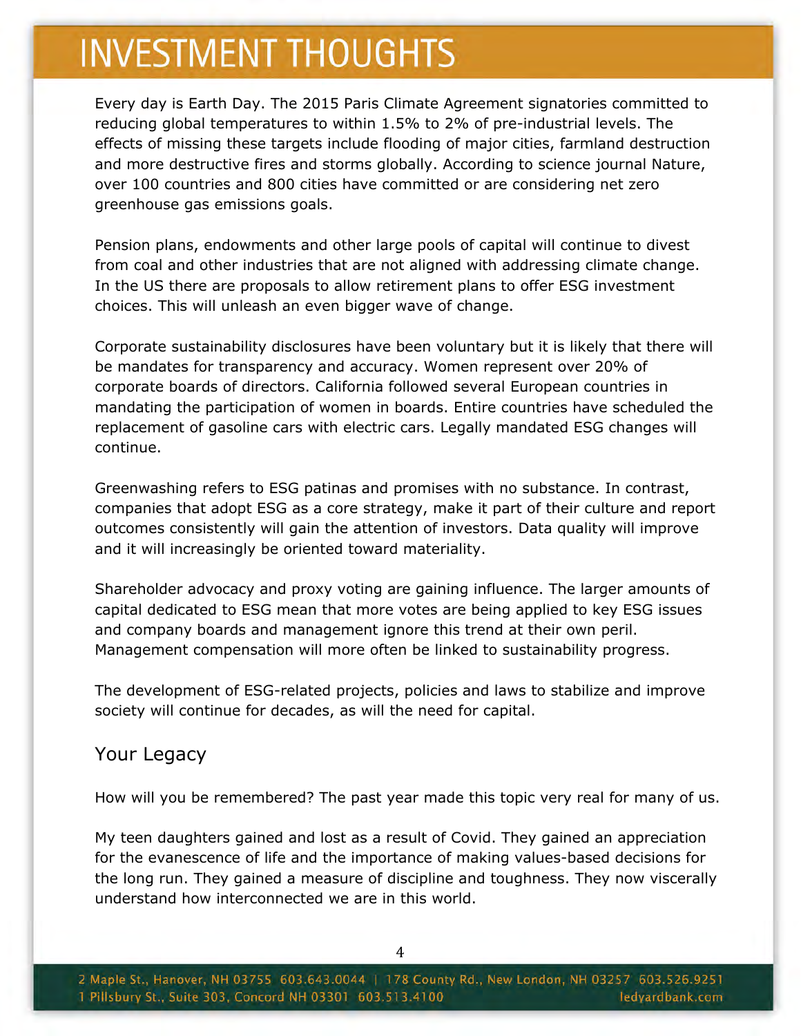# INVESTMENT THOUGHTS

Every day is Earth Day. The 2015 Paris Climate Agreement signatories committed to reducing global temperatures to within 1.5% to 2% of pre-industrial levels. The effects of missing these targets include flooding of major cities, farmland destruction and more destructive fires and storms globally. According to science journal Nature, over 100 countries and 800 cities have committed or are considering net zero greenhouse gas emissions goals.

Pension plans, endowments and other large pools of capital will continue to divest from coal and other industries that are not aligned with addressing climate change. In the US there are proposals to allow retirement plans to offer ESG investment choices. This will unleash an even bigger wave of change.

Corporate sustainability disclosures have been voluntary but it is likely that there will be mandates for transparency and accuracy. Women represent over 20% of corporate boards of directors. California followed several European countries in mandating the participation of women in boards. Entire countries have scheduled the replacement of gasoline cars with electric cars. Legally mandated ESG changes will continue.

Greenwashing refers to ESG patinas and promises with no substance. In contrast, companies that adopt ESG as a core strategy, make it part of their culture and report outcomes consistently will gain the attention of investors. Data quality will improve and it will increasingly be oriented toward materiality.

Shareholder advocacy and proxy voting are gaining influence. The larger amounts of capital dedicated to ESG mean that more votes are being applied to key ESG issues and company boards and management ignore this trend at their own peril. Management compensation will more often be linked to sustainability progress.

The development of ESG-related projects, policies and laws to stabilize and improve society will continue for decades, as will the need for capital.

## Your Legacy

How will you be remembered? The past year made this topic very real for many of us.

My teen daughters gained and lost as a result of Covid. They gained an appreciation for the evanescence of life and the importance of making values-based decisions for the long run. They gained a measure of discipline and toughness. They now viscerally understand how interconnected we are in this world.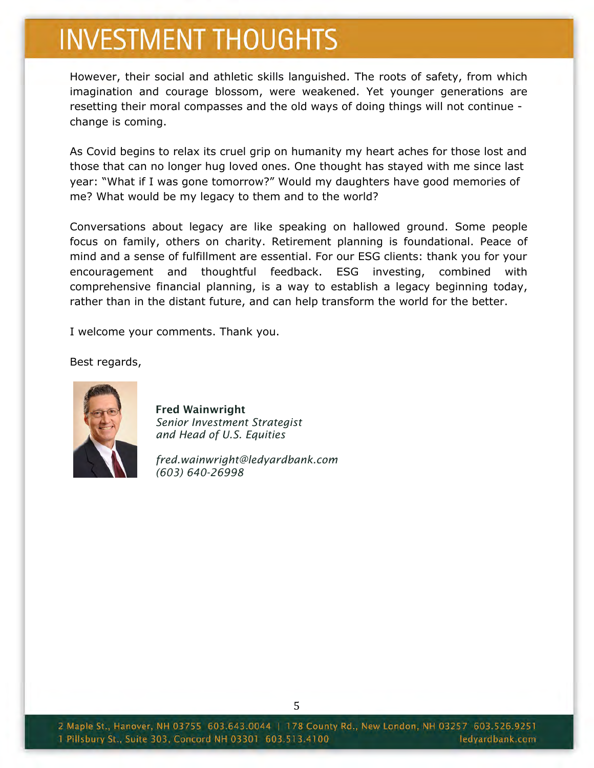However, their social and athletic skills languished. The roots of safety, from which imagination and courage blossom, were weakened. Yet younger generations are resetting their moral compasses and the old ways of doing things will not continue - change is coming.

As Covid begins to relax its cruel grip on humanity my heart aches for those lost and those that can no longer hug loved ones. One thought has stayed with me since last year: "What if I was gone tomorrow?" Would my daughters have good memories of me? What would be my legacy to them and to the world?

Conversations about legacy are like speaking on hallowed ground. Some people focus on family, others on charity. Retirement planning is foundational. Peace of mind and a sense of fulfillment are essential. For our ESG clients: thank you for your encouragement and thoughtful feedback. ESG investing, combined with comprehensive financial planning, is a way to establish a legacy beginning today, rather than in the distant future, and can help transform the world for the better.

I welcome your comments. Thank you.

Best regards,

**Fred Wainwright**
*Senior Investment Strategist*
*and Head of U.S. Equities*

*fred.wainwright@ledyardbank.com*
*(603) 640-26998*

2 Maple St., Hanover, NH 03755 603.643.0044 | 178 County Rd., New London, NH 03257 603.526.9251
1 Pillsbury St., Suite 303, Concord NH 03301 603.513.4100 ledyardbank.com